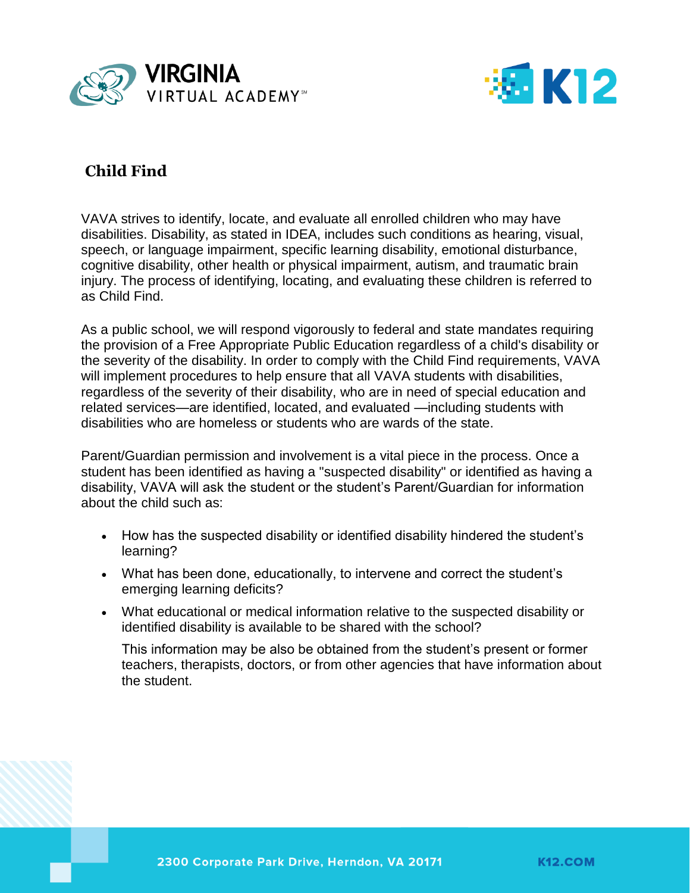# Child Find

VAVA strives to identify, locate, and evaluate all enrolled children who may have disabilities. Disability, as stated in IDEA, includes such conditions as hearing, visual, speech, or language impairment, specific learning disability, emotional disturbance, cognitive disability, other health or physical impairment, autism, and traumatic brain injury. The process of identifying, locating, and evaluating these children is referred to as Child Find.

As a public school, we will respond vigorously to federal and state mandates requiring the provision of a Free Appropriate Public Education regardless of a child's disability or the severity of the disability. In order to comply with the Child Find requirements, VAVA will implement procedures to help ensure that all VAVA students with disabilities, regardless of the severity of their disability, who are in need of special education and related services—are identified, located, and evaluated —including students with disabilities who are homeless or students who are wards of the state.

Parent/Guardian permission and involvement is a vital piece in the process. Once a student has been identified as having a "suspected disability" or identified as having a disability, VAVA will ask the student or the student's Parent/Guardian for information about the child such as:

- How has the suspected disability or identified disability hindered the student's learning?
- What has been done, educationally, to intervene and correct the student's emerging learning deficits?
- What educational or medical information relative to the suspected disability or identified disability is available to be shared with the school?

  This information may be also be obtained from the student's present or former teachers, therapists, doctors, or from other agencies that have information about the student.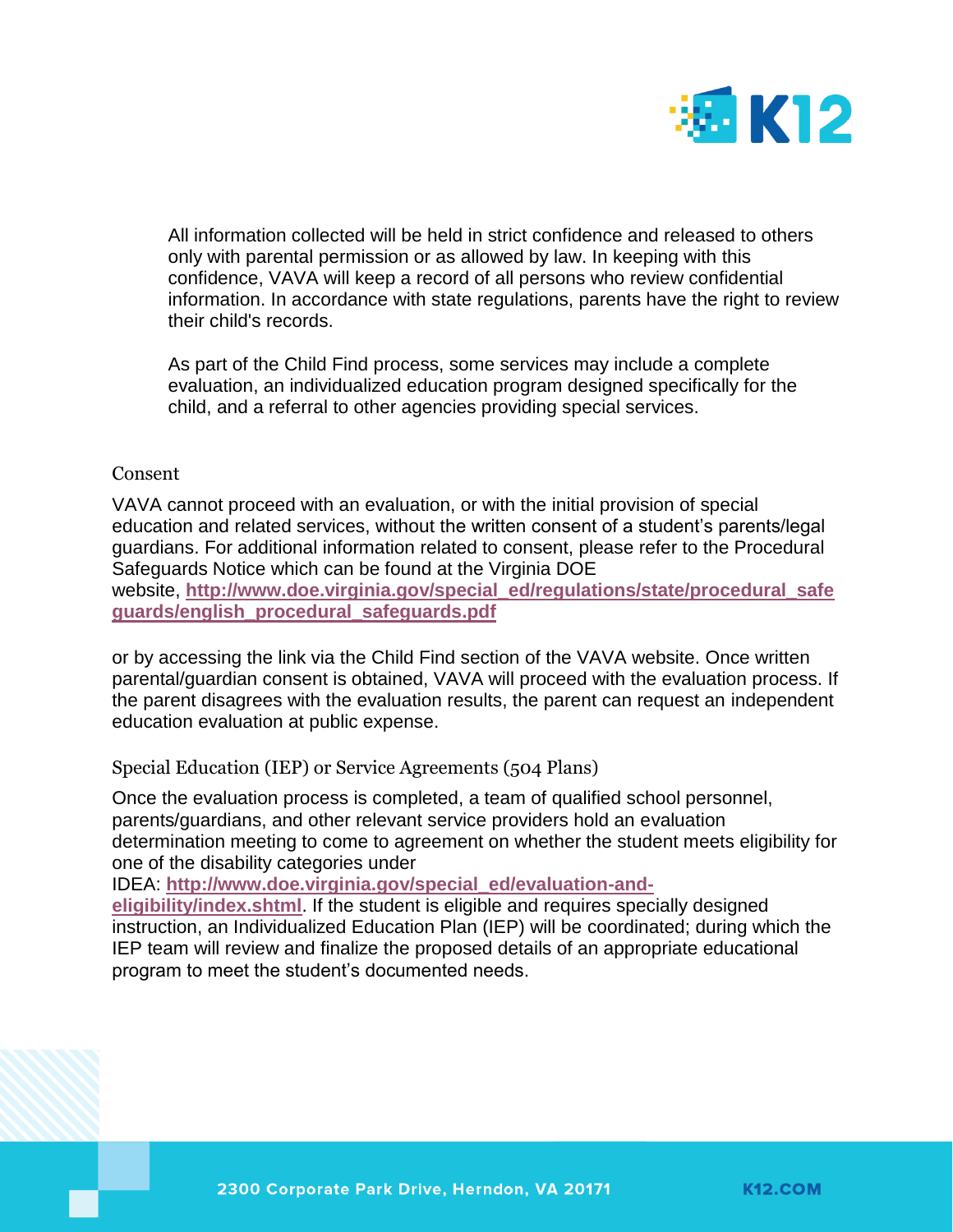All information collected will be held in strict confidence and released to others only with parental permission or as allowed by law. In keeping with this confidence, VAVA will keep a record of all persons who review confidential information. In accordance with state regulations, parents have the right to review their child's records.

As part of the Child Find process, some services may include a complete evaluation, an individualized education program designed specifically for the child, and a referral to other agencies providing special services.

## Consent

VAVA cannot proceed with an evaluation, or with the initial provision of special education and related services, without the written consent of a student's parents/legal guardians. For additional information related to consent, please refer to the Procedural Safeguards Notice which can be found at the Virginia DOE website, **http://www.doe.virginia.gov/special_ed/regulations/state/procedural_safeguards/english_procedural_safeguards.pdf**

or by accessing the link via the Child Find section of the VAVA website. Once written parental/guardian consent is obtained, VAVA will proceed with the evaluation process. If the parent disagrees with the evaluation results, the parent can request an independent education evaluation at public expense.

## Special Education (IEP) or Service Agreements (504 Plans)

Once the evaluation process is completed, a team of qualified school personnel, parents/guardians, and other relevant service providers hold an evaluation determination meeting to come to agreement on whether the student meets eligibility for one of the disability categories under IDEA: **http://www.doe.virginia.gov/special_ed/evaluation-and-eligibility/index.shtml**. If the student is eligible and requires specially designed instruction, an Individualized Education Plan (IEP) will be coordinated; during which the IEP team will review and finalize the proposed details of an appropriate educational program to meet the student's documented needs.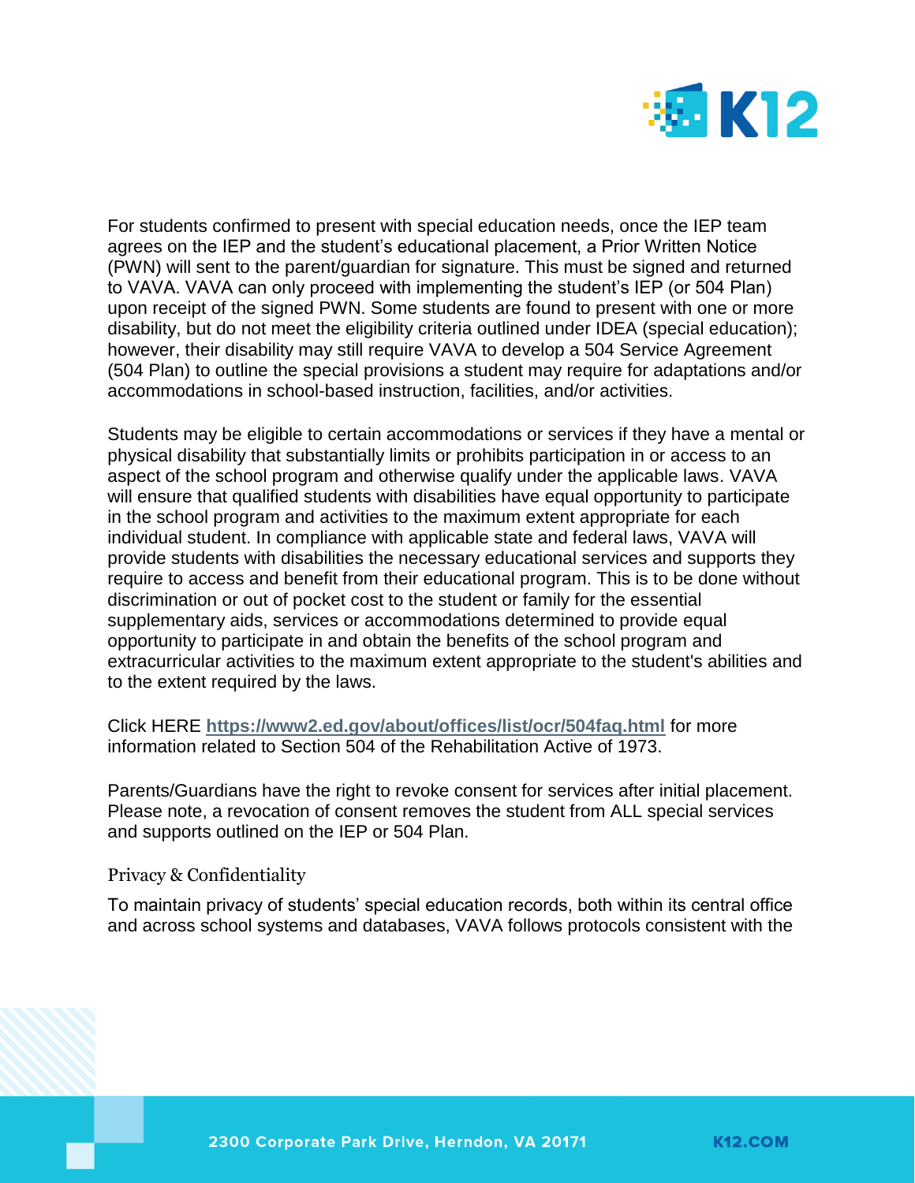For students confirmed to present with special education needs, once the IEP team agrees on the IEP and the student's educational placement, a Prior Written Notice (PWN) will sent to the parent/guardian for signature. This must be signed and returned to VAVA. VAVA can only proceed with implementing the student's IEP (or 504 Plan) upon receipt of the signed PWN. Some students are found to present with one or more disability, but do not meet the eligibility criteria outlined under IDEA (special education); however, their disability may still require VAVA to develop a 504 Service Agreement (504 Plan) to outline the special provisions a student may require for adaptations and/or accommodations in school-based instruction, facilities, and/or activities.

Students may be eligible to certain accommodations or services if they have a mental or physical disability that substantially limits or prohibits participation in or access to an aspect of the school program and otherwise qualify under the applicable laws. VAVA will ensure that qualified students with disabilities have equal opportunity to participate in the school program and activities to the maximum extent appropriate for each individual student. In compliance with applicable state and federal laws, VAVA will provide students with disabilities the necessary educational services and supports they require to access and benefit from their educational program. This is to be done without discrimination or out of pocket cost to the student or family for the essential supplementary aids, services or accommodations determined to provide equal opportunity to participate in and obtain the benefits of the school program and extracurricular activities to the maximum extent appropriate to the student's abilities and to the extent required by the laws.

Click HERE **https://www2.ed.gov/about/offices/list/ocr/504faq.html** for more information related to Section 504 of the Rehabilitation Active of 1973.

Parents/Guardians have the right to revoke consent for services after initial placement. Please note, a revocation of consent removes the student from ALL special services and supports outlined on the IEP or 504 Plan.

### Privacy & Confidentiality

To maintain privacy of students' special education records, both within its central office and across school systems and databases, VAVA follows protocols consistent with the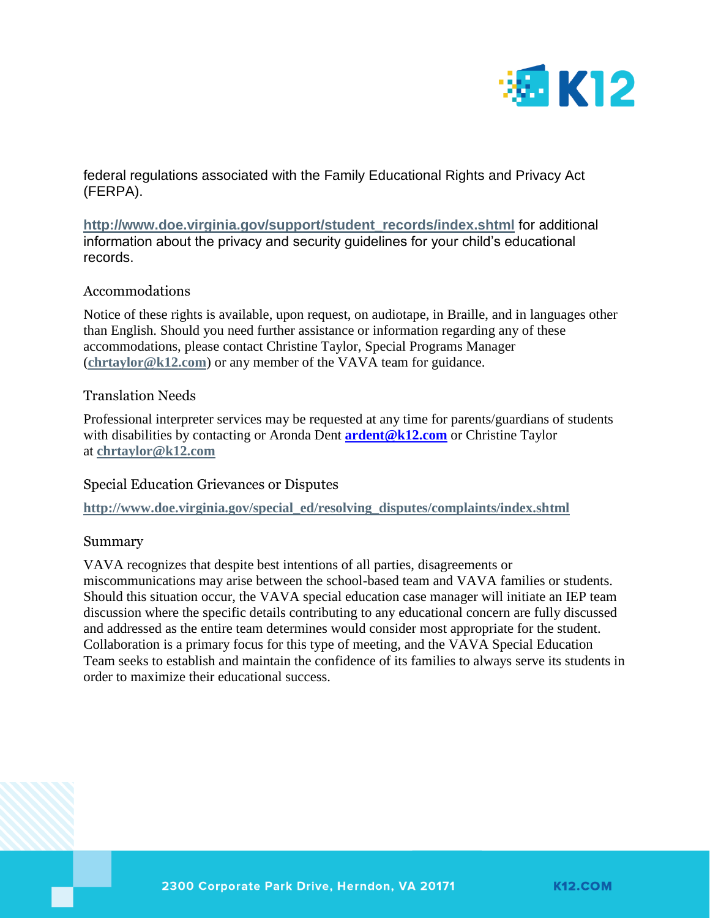federal regulations associated with the Family Educational Rights and Privacy Act (FERPA).

**http://www.doe.virginia.gov/support/student_records/index.shtml** for additional information about the privacy and security guidelines for your child's educational records.

## Accommodations

Notice of these rights is available, upon request, on audiotape, in Braille, and in languages other than English. Should you need further assistance or information regarding any of these accommodations, please contact Christine Taylor, Special Programs Manager (**chrtaylor@k12.com**) or any member of the VAVA team for guidance.

## Translation Needs

Professional interpreter services may be requested at any time for parents/guardians of students with disabilities by contacting or Aronda Dent **ardent@k12.com** or Christine Taylor at **chrtaylor@k12.com**

## Special Education Grievances or Disputes

**http://www.doe.virginia.gov/special_ed/resolving_disputes/complaints/index.shtml**

## Summary

VAVA recognizes that despite best intentions of all parties, disagreements or miscommunications may arise between the school-based team and VAVA families or students. Should this situation occur, the VAVA special education case manager will initiate an IEP team discussion where the specific details contributing to any educational concern are fully discussed and addressed as the entire team determines would consider most appropriate for the student. Collaboration is a primary focus for this type of meeting, and the VAVA Special Education Team seeks to establish and maintain the confidence of its families to always serve its students in order to maximize their educational success.